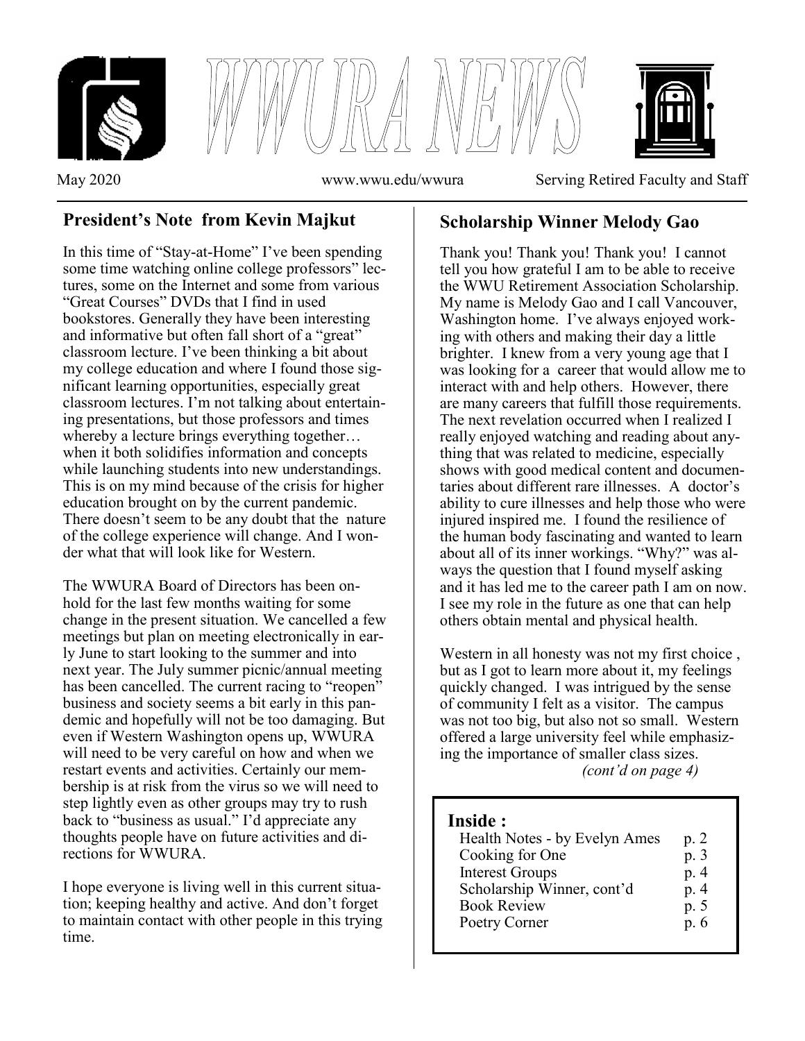# WWURA NEWS

May 2020 www.wwu.edu/wwura Serving Retired Faculty and Staff

## President's Note from Kevin Majkut

In this time of "Stay-at-Home" I've been spending some time watching online college professors" lectures, some on the Internet and some from various "Great Courses" DVDs that I find in used bookstores. Generally they have been interesting and informative but often fall short of a "great" classroom lecture. I've been thinking a bit about my college education and where I found those significant learning opportunities, especially great classroom lectures. I'm not talking about entertaining presentations, but those professors and times whereby a lecture brings everything together… when it both solidifies information and concepts while launching students into new understandings. This is on my mind because of the crisis for higher education brought on by the current pandemic. There doesn't seem to be any doubt that the nature of the college experience will change. And I wonder what that will look like for Western.

The WWURA Board of Directors has been on-hold for the last few months waiting for some change in the present situation. We cancelled a few meetings but plan on meeting electronically in early June to start looking to the summer and into next year. The July summer picnic/annual meeting has been cancelled. The current racing to "reopen" business and society seems a bit early in this pandemic and hopefully will not be too damaging. But even if Western Washington opens up, WWURA will need to be very careful on how and when we restart events and activities. Certainly our membership is at risk from the virus so we will need to step lightly even as other groups may try to rush back to "business as usual." I'd appreciate any thoughts people have on future activities and directions for WWURA.

I hope everyone is living well in this current situation; keeping healthy and active. And don't forget to maintain contact with other people in this trying time.

## Scholarship Winner Melody Gao

Thank you! Thank you! Thank you! I cannot tell you how grateful I am to be able to receive the WWU Retirement Association Scholarship. My name is Melody Gao and I call Vancouver, Washington home. I've always enjoyed working with others and making their day a little brighter. I knew from a very young age that I was looking for a career that would allow me to interact with and help others. However, there are many careers that fulfill those requirements. The next revelation occurred when I realized I really enjoyed watching and reading about anything that was related to medicine, especially shows with good medical content and documentaries about different rare illnesses. A doctor's ability to cure illnesses and help those who were injured inspired me. I found the resilience of the human body fascinating and wanted to learn about all of its inner workings. "Why?" was always the question that I found myself asking and it has led me to the career path I am on now. I see my role in the future as one that can help others obtain mental and physical health.

Western in all honesty was not my first choice , but as I got to learn more about it, my feelings quickly changed. I was intrigued by the sense of community I felt as a visitor. The campus was not too big, but also not so small. Western offered a large university feel while emphasizing the importance of smaller class sizes.

*(cont'd on page 4)*

**Inside :**

| | |
|---|---|
| Health Notes - by Evelyn Ames | p. 2 |
| Cooking for One | p. 3 |
| Interest Groups | p. 4 |
| Scholarship Winner, cont'd | p. 4 |
| Book Review | p. 5 |
| Poetry Corner | p. 6 |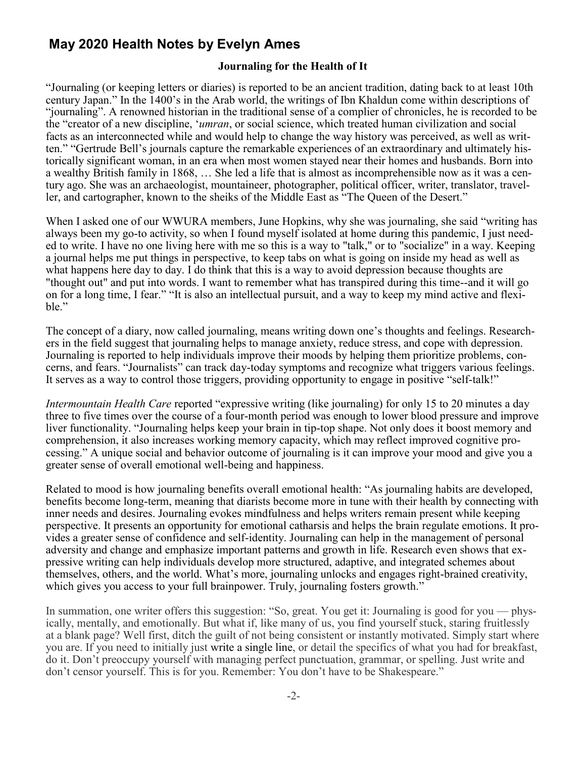## May 2020 Health Notes by Evelyn Ames

**Journaling for the Health of It**

"Journaling (or keeping letters or diaries) is reported to be an ancient tradition, dating back to at least 10th century Japan." In the 1400's in the Arab world, the writings of Ibn Khaldun come within descriptions of "journaling". A renowned historian in the traditional sense of a complier of chronicles, he is recorded to be the "creator of a new discipline, '*umran*, or social science, which treated human civilization and social facts as an interconnected while and would help to change the way history was perceived, as well as written." "Gertrude Bell's journals capture the remarkable experiences of an extraordinary and ultimately historically significant woman, in an era when most women stayed near their homes and husbands. Born into a wealthy British family in 1868, … She led a life that is almost as incomprehensible now as it was a century ago. She was an archaeologist, mountaineer, photographer, political officer, writer, translator, traveller, and cartographer, known to the sheiks of the Middle East as "The Queen of the Desert."

When I asked one of our WWURA members, June Hopkins, why she was journaling, she said "writing has always been my go-to activity, so when I found myself isolated at home during this pandemic, I just needed to write. I have no one living here with me so this is a way to "talk," or to "socialize" in a way. Keeping a journal helps me put things in perspective, to keep tabs on what is going on inside my head as well as what happens here day to day. I do think that this is a way to avoid depression because thoughts are "thought out" and put into words. I want to remember what has transpired during this time--and it will go on for a long time, I fear." "It is also an intellectual pursuit, and a way to keep my mind active and flexible."

The concept of a diary, now called journaling, means writing down one's thoughts and feelings. Researchers in the field suggest that journaling helps to manage anxiety, reduce stress, and cope with depression. Journaling is reported to help individuals improve their moods by helping them prioritize problems, concerns, and fears. "Journalists" can track day-today symptoms and recognize what triggers various feelings. It serves as a way to control those triggers, providing opportunity to engage in positive "self-talk!"

*Intermountain Health Care* reported "expressive writing (like journaling) for only 15 to 20 minutes a day three to five times over the course of a four-month period was enough to lower blood pressure and improve liver functionality. "Journaling helps keep your brain in tip-top shape. Not only does it boost memory and comprehension, it also increases working memory capacity, which may reflect improved cognitive processing." A unique social and behavior outcome of journaling is it can improve your mood and give you a greater sense of overall emotional well-being and happiness.

Related to mood is how journaling benefits overall emotional health: "As journaling habits are developed, benefits become long-term, meaning that diarists become more in tune with their health by connecting with inner needs and desires. Journaling evokes mindfulness and helps writers remain present while keeping perspective. It presents an opportunity for emotional catharsis and helps the brain regulate emotions. It provides a greater sense of confidence and self-identity. Journaling can help in the management of personal adversity and change and emphasize important patterns and growth in life. Research even shows that expressive writing can help individuals develop more structured, adaptive, and integrated schemes about themselves, others, and the world. What's more, journaling unlocks and engages right-brained creativity, which gives you access to your full brainpower. Truly, journaling fosters growth."

In summation, one writer offers this suggestion: "So, great. You get it: Journaling is good for you — physically, mentally, and emotionally. But what if, like many of us, you find yourself stuck, staring fruitlessly at a blank page? Well first, ditch the guilt of not being consistent or instantly motivated. Simply start where you are. If you need to initially just write a single line, or detail the specifics of what you had for breakfast, do it. Don't preoccupy yourself with managing perfect punctuation, grammar, or spelling. Just write and don't censor yourself. This is for you. Remember: You don't have to be Shakespeare."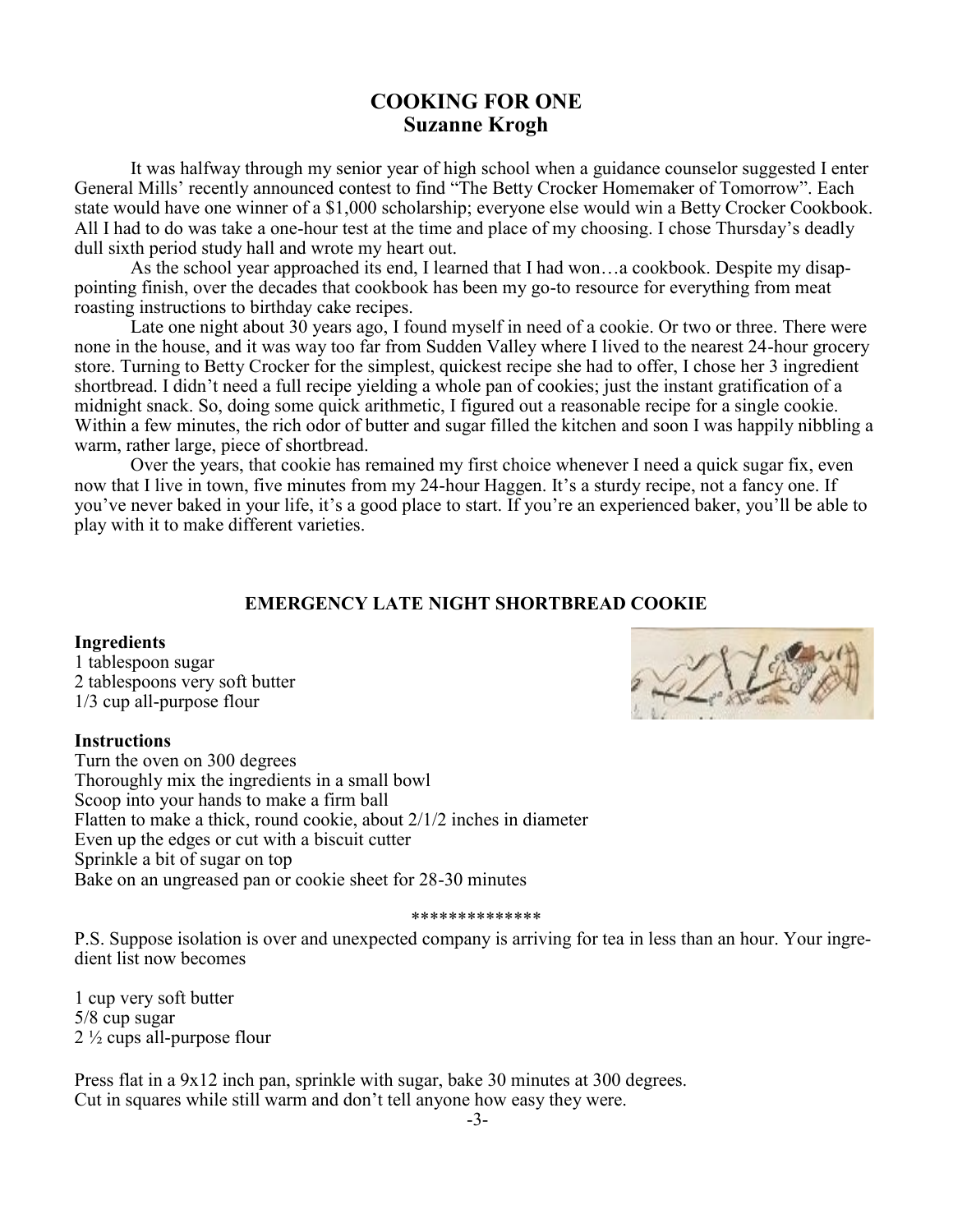# COOKING FOR ONE
## Suzanne Krogh

It was halfway through my senior year of high school when a guidance counselor suggested I enter General Mills' recently announced contest to find "The Betty Crocker Homemaker of Tomorrow". Each state would have one winner of a $1,000 scholarship; everyone else would win a Betty Crocker Cookbook. All I had to do was take a one-hour test at the time and place of my choosing. I chose Thursday's deadly dull sixth period study hall and wrote my heart out.

As the school year approached its end, I learned that I had won…a cookbook. Despite my disappointing finish, over the decades that cookbook has been my go-to resource for everything from meat roasting instructions to birthday cake recipes.

Late one night about 30 years ago, I found myself in need of a cookie. Or two or three. There were none in the house, and it was way too far from Sudden Valley where I lived to the nearest 24-hour grocery store. Turning to Betty Crocker for the simplest, quickest recipe she had to offer, I chose her 3 ingredient shortbread. I didn't need a full recipe yielding a whole pan of cookies; just the instant gratification of a midnight snack. So, doing some quick arithmetic, I figured out a reasonable recipe for a single cookie. Within a few minutes, the rich odor of butter and sugar filled the kitchen and soon I was happily nibbling a warm, rather large, piece of shortbread.

Over the years, that cookie has remained my first choice whenever I need a quick sugar fix, even now that I live in town, five minutes from my 24-hour Haggen. It's a sturdy recipe, not a fancy one. If you've never baked in your life, it's a good place to start. If you're an experienced baker, you'll be able to play with it to make different varieties.

### EMERGENCY LATE NIGHT SHORTBREAD COOKIE

**Ingredients**

1 tablespoon sugar
2 tablespoons very soft butter
1/3 cup all-purpose flour

**Instructions**

Turn the oven on 300 degrees
Thoroughly mix the ingredients in a small bowl
Scoop into your hands to make a firm ball
Flatten to make a thick, round cookie, about 2/1/2 inches in diameter
Even up the edges or cut with a biscuit cutter
Sprinkle a bit of sugar on top
Bake on an ungreased pan or cookie sheet for 28-30 minutes

**************

P.S. Suppose isolation is over and unexpected company is arriving for tea in less than an hour. Your ingredient list now becomes

1 cup very soft butter
5/8 cup sugar
2 ½ cups all-purpose flour

Press flat in a 9x12 inch pan, sprinkle with sugar, bake 30 minutes at 300 degrees.
Cut in squares while still warm and don't tell anyone how easy they were.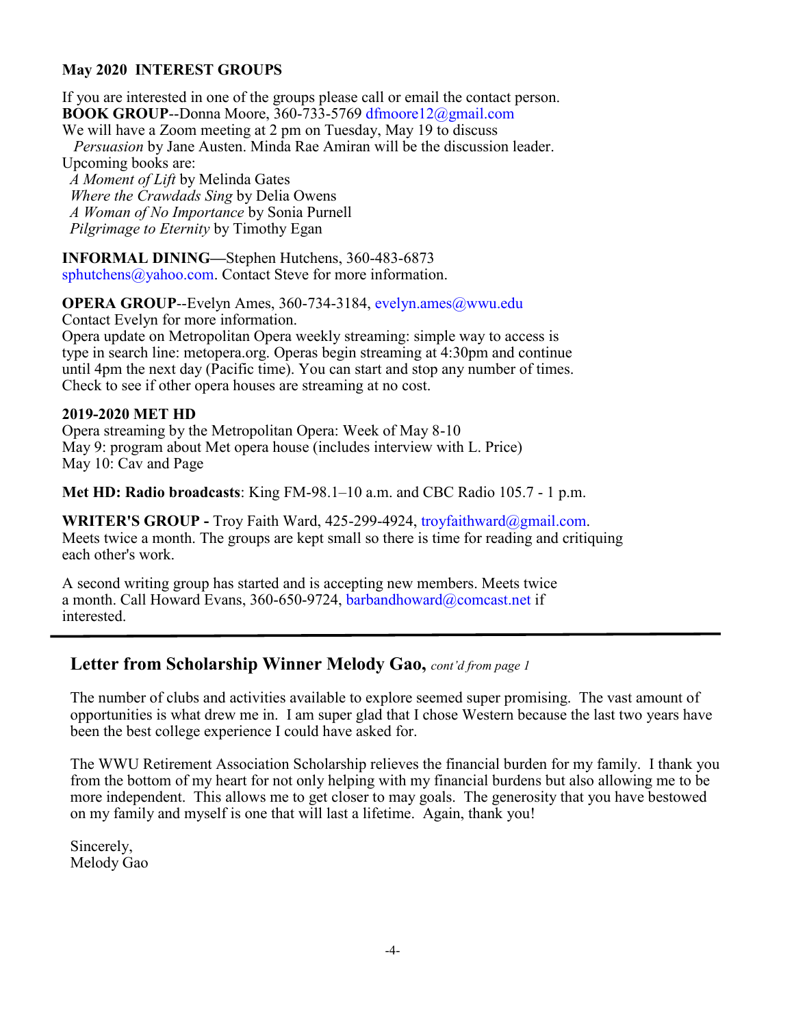## May 2020 INTEREST GROUPS

If you are interested in one of the groups please call or email the contact person.

**BOOK GROUP**--Donna Moore, 360-733-5769 dfmoore12@gmail.com
We will have a Zoom meeting at 2 pm on Tuesday, May 19 to discuss *Persuasion* by Jane Austen. Minda Rae Amiran will be the discussion leader.
Upcoming books are:

*A Moment of Lift* by Melinda Gates
*Where the Crawdads Sing* by Delia Owens
*A Woman of No Importance* by Sonia Purnell
*Pilgrimage to Eternity* by Timothy Egan

**INFORMAL DINING—**Stephen Hutchens, 360-483-6873 sphutchens@yahoo.com. Contact Steve for more information.

**OPERA GROUP**--Evelyn Ames, 360-734-3184, evelyn.ames@wwu.edu
Contact Evelyn for more information.
Opera update on Metropolitan Opera weekly streaming: simple way to access is type in search line: metopera.org. Operas begin streaming at 4:30pm and continue until 4pm the next day (Pacific time). You can start and stop any number of times. Check to see if other opera houses are streaming at no cost.

**2019-2020 MET HD**
Opera streaming by the Metropolitan Opera: Week of May 8-10
May 9: program about Met opera house (includes interview with L. Price)
May 10: Cav and Page

**Met HD: Radio broadcasts**: King FM-98.1–10 a.m. and CBC Radio 105.7 - 1 p.m.

**WRITER'S GROUP -** Troy Faith Ward, 425-299-4924, troyfaithward@gmail.com.
Meets twice a month. The groups are kept small so there is time for reading and critiquing each other's work.

A second writing group has started and is accepting new members. Meets twice a month. Call Howard Evans, 360-650-9724, barbandhoward@comcast.net if interested.

---

## Letter from Scholarship Winner Melody Gao, *cont'd from page 1*

The number of clubs and activities available to explore seemed super promising. The vast amount of opportunities is what drew me in. I am super glad that I chose Western because the last two years have been the best college experience I could have asked for.

The WWU Retirement Association Scholarship relieves the financial burden for my family. I thank you from the bottom of my heart for not only helping with my financial burdens but also allowing me to be more independent. This allows me to get closer to may goals. The generosity that you have bestowed on my family and myself is one that will last a lifetime. Again, thank you!

Sincerely,
Melody Gao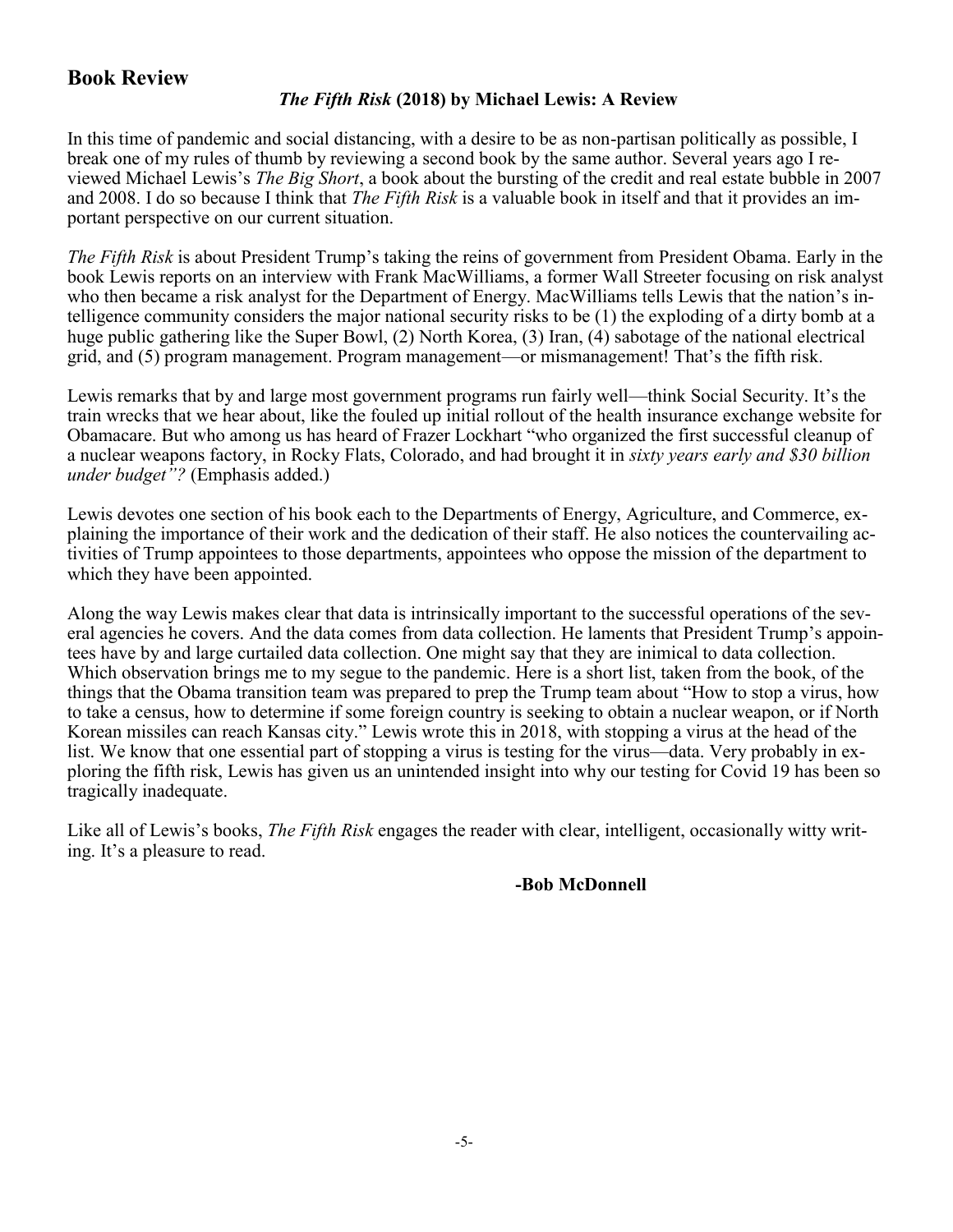## Book Review

### *The Fifth Risk* (2018) by Michael Lewis: A Review

In this time of pandemic and social distancing, with a desire to be as non-partisan politically as possible, I break one of my rules of thumb by reviewing a second book by the same author. Several years ago I reviewed Michael Lewis's *The Big Short*, a book about the bursting of the credit and real estate bubble in 2007 and 2008. I do so because I think that *The Fifth Risk* is a valuable book in itself and that it provides an important perspective on our current situation.

*The Fifth Risk* is about President Trump's taking the reins of government from President Obama. Early in the book Lewis reports on an interview with Frank MacWilliams, a former Wall Streeter focusing on risk analyst who then became a risk analyst for the Department of Energy. MacWilliams tells Lewis that the nation's intelligence community considers the major national security risks to be (1) the exploding of a dirty bomb at a huge public gathering like the Super Bowl, (2) North Korea, (3) Iran, (4) sabotage of the national electrical grid, and (5) program management. Program management—or mismanagement! That's the fifth risk.

Lewis remarks that by and large most government programs run fairly well—think Social Security. It's the train wrecks that we hear about, like the fouled up initial rollout of the health insurance exchange website for Obamacare. But who among us has heard of Frazer Lockhart "who organized the first successful cleanup of a nuclear weapons factory, in Rocky Flats, Colorado, and had brought it in *sixty years early and $30 billion under budget"?* (Emphasis added.)

Lewis devotes one section of his book each to the Departments of Energy, Agriculture, and Commerce, explaining the importance of their work and the dedication of their staff. He also notices the countervailing activities of Trump appointees to those departments, appointees who oppose the mission of the department to which they have been appointed.

Along the way Lewis makes clear that data is intrinsically important to the successful operations of the several agencies he covers. And the data comes from data collection. He laments that President Trump's appointees have by and large curtailed data collection. One might say that they are inimical to data collection. Which observation brings me to my segue to the pandemic. Here is a short list, taken from the book, of the things that the Obama transition team was prepared to prep the Trump team about "How to stop a virus, how to take a census, how to determine if some foreign country is seeking to obtain a nuclear weapon, or if North Korean missiles can reach Kansas city." Lewis wrote this in 2018, with stopping a virus at the head of the list. We know that one essential part of stopping a virus is testing for the virus—data. Very probably in exploring the fifth risk, Lewis has given us an unintended insight into why our testing for Covid 19 has been so tragically inadequate.

Like all of Lewis's books, *The Fifth Risk* engages the reader with clear, intelligent, occasionally witty writing. It's a pleasure to read.

**-Bob McDonnell**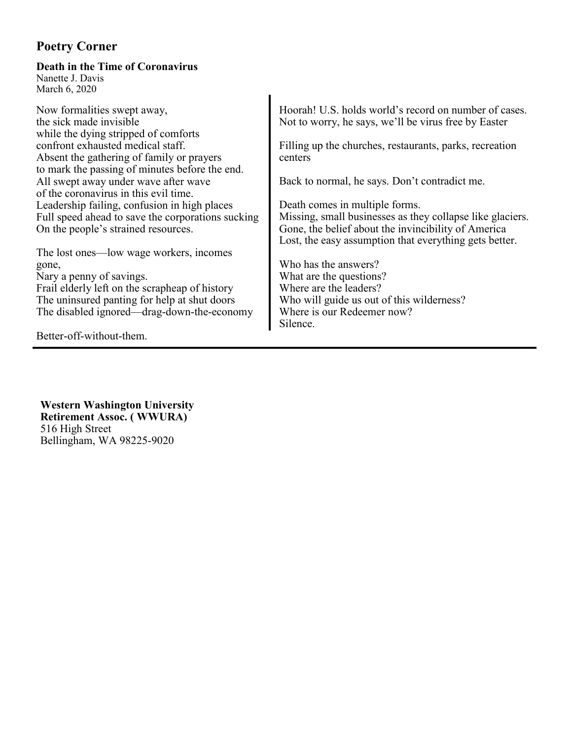## Poetry Corner

**Death in the Time of Coronavirus**
Nanette J. Davis
March 6, 2020

Now formalities swept away,
the sick made invisible
while the dying stripped of comforts
confront exhausted medical staff.
Absent the gathering of family or prayers
to mark the passing of minutes before the end.
All swept away under wave after wave
of the coronavirus in this evil time.
Leadership failing, confusion in high places
Full speed ahead to save the corporations sucking
On the people's strained resources.

The lost ones—low wage workers, incomes gone,
Nary a penny of savings.
Frail elderly left on the scrapheap of history
The uninsured panting for help at shut doors
The disabled ignored—drag-down-the-economy

Better-off-without-them.

Hoorah! U.S. holds world's record on number of cases.
Not to worry, he says, we'll be virus free by Easter

Filling up the churches, restaurants, parks, recreation centers

Back to normal, he says. Don't contradict me.

Death comes in multiple forms.
Missing, small businesses as they collapse like glaciers.
Gone, the belief about the invincibility of America
Lost, the easy assumption that everything gets better.

Who has the answers?
What are the questions?
Where are the leaders?
Who will guide us out of this wilderness?
Where is our Redeemer now?
Silence.

---

**Western Washington University**
**Retirement Assoc. ( WWURA)**
516 High Street
Bellingham, WA 98225-9020